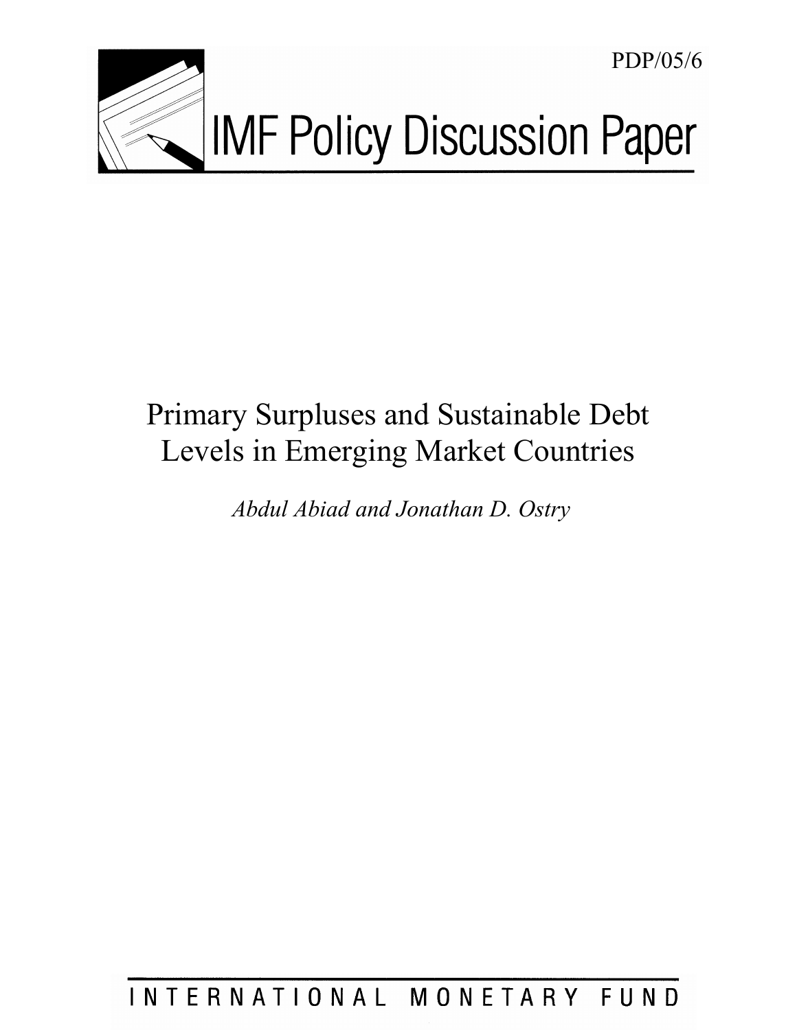PDP/05/6

# IMF Policy Discussion Paper

## Primary Surpluses and Sustainable Debt Levels in Emerging Market Countries

*Abdul Abiad and Jonathan D. Ostry*

INTERNATIONAL MONETARY FUND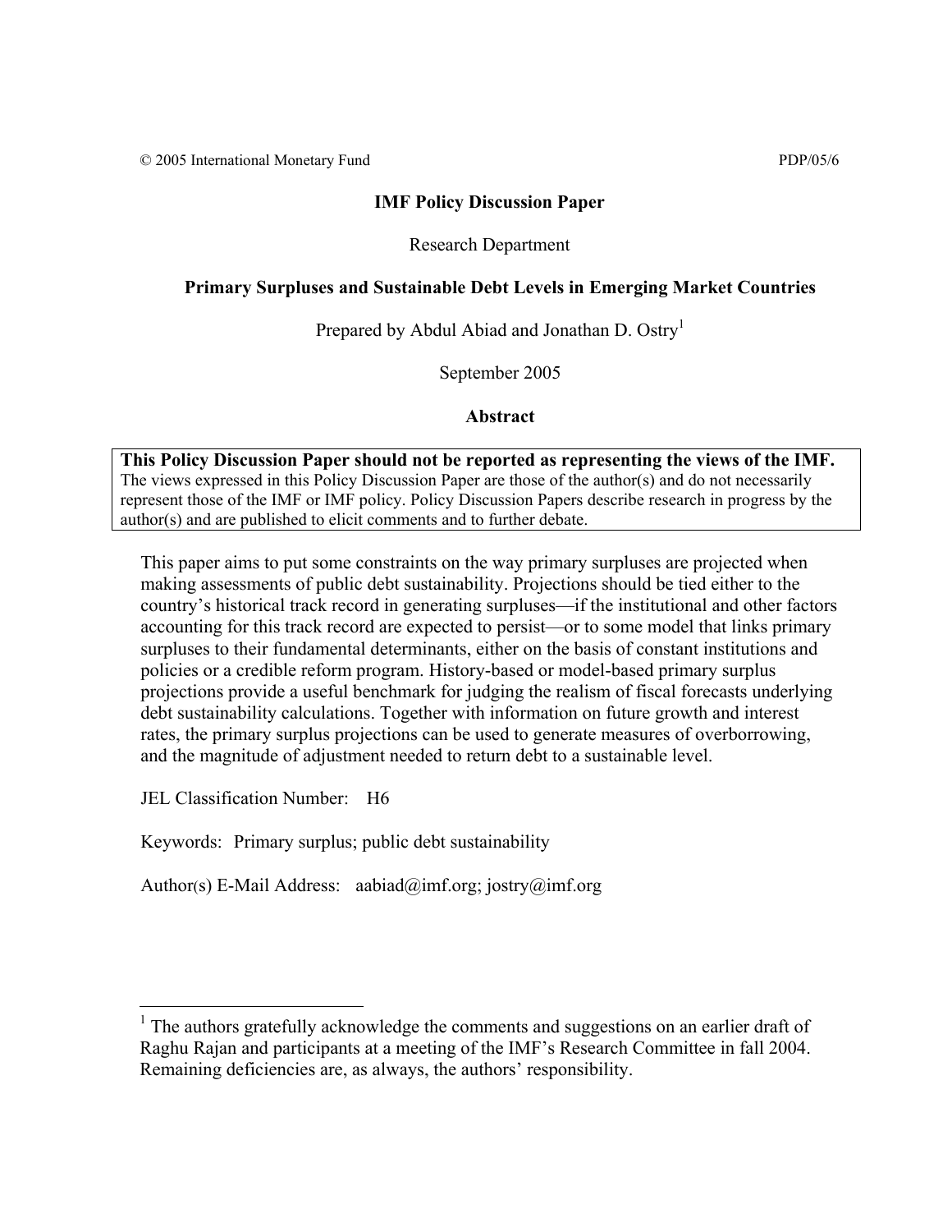© 2005 International Monetary Fund PDP/05/6

**IMF Policy Discussion Paper**

Research Department

**Primary Surpluses and Sustainable Debt Levels in Emerging Market Countries**

Prepared by Abdul Abiad and Jonathan D. Ostry[1]

September 2005

**Abstract**

**This Policy Discussion Paper should not be reported as representing the views of the IMF.**
The views expressed in this Policy Discussion Paper are those of the author(s) and do not necessarily represent those of the IMF or IMF policy. Policy Discussion Papers describe research in progress by the author(s) and are published to elicit comments and to further debate.

This paper aims to put some constraints on the way primary surpluses are projected when making assessments of public debt sustainability. Projections should be tied either to the country's historical track record in generating surpluses—if the institutional and other factors accounting for this track record are expected to persist—or to some model that links primary surpluses to their fundamental determinants, either on the basis of constant institutions and policies or a credible reform program. History-based or model-based primary surplus projections provide a useful benchmark for judging the realism of fiscal forecasts underlying debt sustainability calculations. Together with information on future growth and interest rates, the primary surplus projections can be used to generate measures of overborrowing, and the magnitude of adjustment needed to return debt to a sustainable level.

JEL Classification Number: H6

Keywords: Primary surplus; public debt sustainability

Author(s) E-Mail Address: aabiad@imf.org; jostry@imf.org

[1] The authors gratefully acknowledge the comments and suggestions on an earlier draft of Raghu Rajan and participants at a meeting of the IMF's Research Committee in fall 2004. Remaining deficiencies are, as always, the authors' responsibility.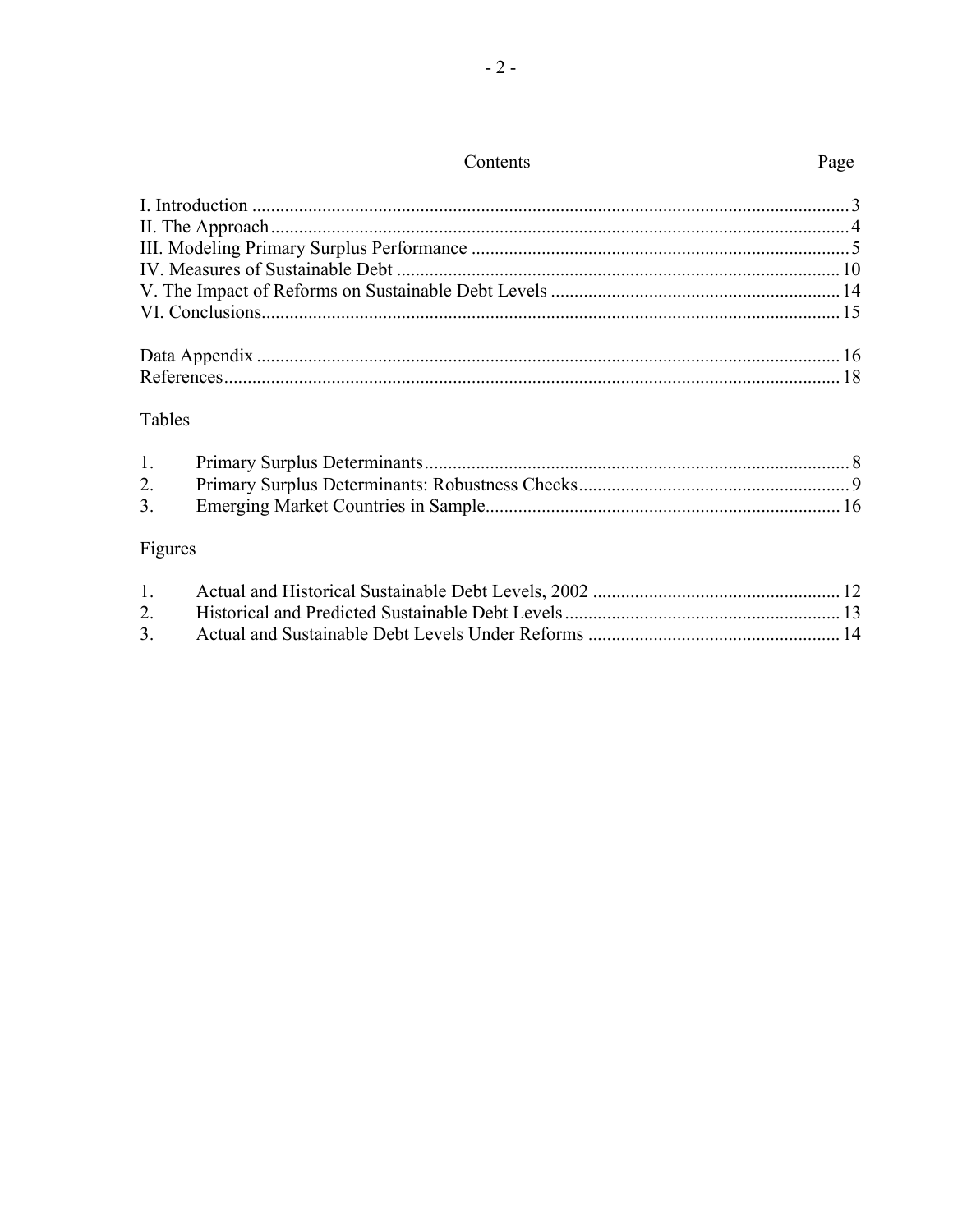## Contents

| | Page |
|---|---|
| I. Introduction | 3 |
| II. The Approach | 4 |
| III. Modeling Primary Surplus Performance | 5 |
| IV. Measures of Sustainable Debt | 10 |
| V. The Impact of Reforms on Sustainable Debt Levels | 14 |
| VI. Conclusions | 15 |
| Data Appendix | 16 |
| References | 18 |

### Tables

| | | |
|---|---|---|
| 1. | Primary Surplus Determinants | 8 |
| 2. | Primary Surplus Determinants: Robustness Checks | 9 |
| 3. | Emerging Market Countries in Sample | 16 |

### Figures

| | | |
|---|---|---|
| 1. | Actual and Historical Sustainable Debt Levels, 2002 | 12 |
| 2. | Historical and Predicted Sustainable Debt Levels | 13 |
| 3. | Actual and Sustainable Debt Levels Under Reforms | 14 |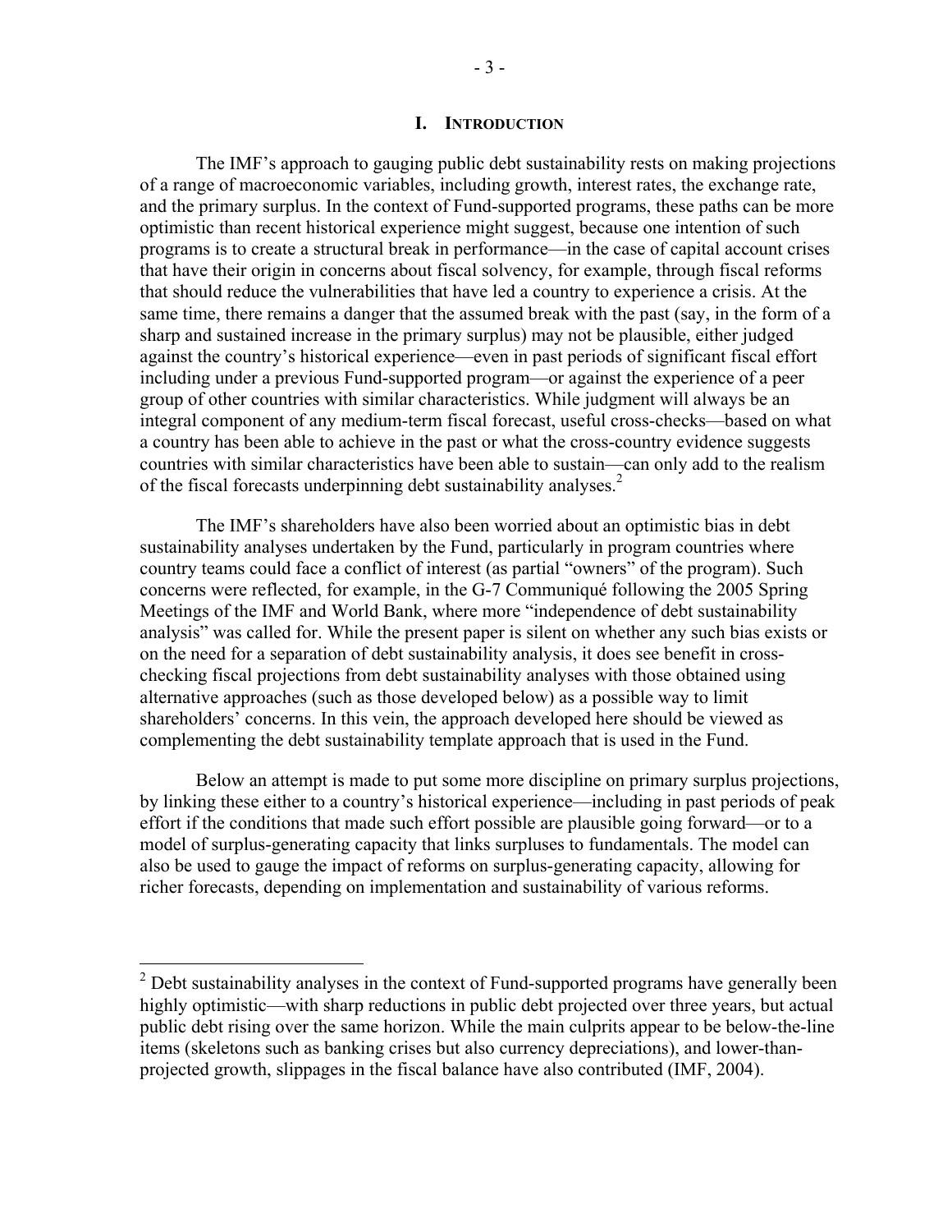# I. INTRODUCTION

The IMF's approach to gauging public debt sustainability rests on making projections of a range of macroeconomic variables, including growth, interest rates, the exchange rate, and the primary surplus. In the context of Fund-supported programs, these paths can be more optimistic than recent historical experience might suggest, because one intention of such programs is to create a structural break in performance—in the case of capital account crises that have their origin in concerns about fiscal solvency, for example, through fiscal reforms that should reduce the vulnerabilities that have led a country to experience a crisis. At the same time, there remains a danger that the assumed break with the past (say, in the form of a sharp and sustained increase in the primary surplus) may not be plausible, either judged against the country's historical experience—even in past periods of significant fiscal effort including under a previous Fund-supported program—or against the experience of a peer group of other countries with similar characteristics. While judgment will always be an integral component of any medium-term fiscal forecast, useful cross-checks—based on what a country has been able to achieve in the past or what the cross-country evidence suggests countries with similar characteristics have been able to sustain—can only add to the realism of the fiscal forecasts underpinning debt sustainability analyses.[2]

The IMF's shareholders have also been worried about an optimistic bias in debt sustainability analyses undertaken by the Fund, particularly in program countries where country teams could face a conflict of interest (as partial "owners" of the program). Such concerns were reflected, for example, in the G-7 Communiqué following the 2005 Spring Meetings of the IMF and World Bank, where more "independence of debt sustainability analysis" was called for. While the present paper is silent on whether any such bias exists or on the need for a separation of debt sustainability analysis, it does see benefit in cross-checking fiscal projections from debt sustainability analyses with those obtained using alternative approaches (such as those developed below) as a possible way to limit shareholders' concerns. In this vein, the approach developed here should be viewed as complementing the debt sustainability template approach that is used in the Fund.

Below an attempt is made to put some more discipline on primary surplus projections, by linking these either to a country's historical experience—including in past periods of peak effort if the conditions that made such effort possible are plausible going forward—or to a model of surplus-generating capacity that links surpluses to fundamentals. The model can also be used to gauge the impact of reforms on surplus-generating capacity, allowing for richer forecasts, depending on implementation and sustainability of various reforms.

---

[2] Debt sustainability analyses in the context of Fund-supported programs have generally been highly optimistic—with sharp reductions in public debt projected over three years, but actual public debt rising over the same horizon. While the main culprits appear to be below-the-line items (skeletons such as banking crises but also currency depreciations), and lower-than-projected growth, slippages in the fiscal balance have also contributed (IMF, 2004).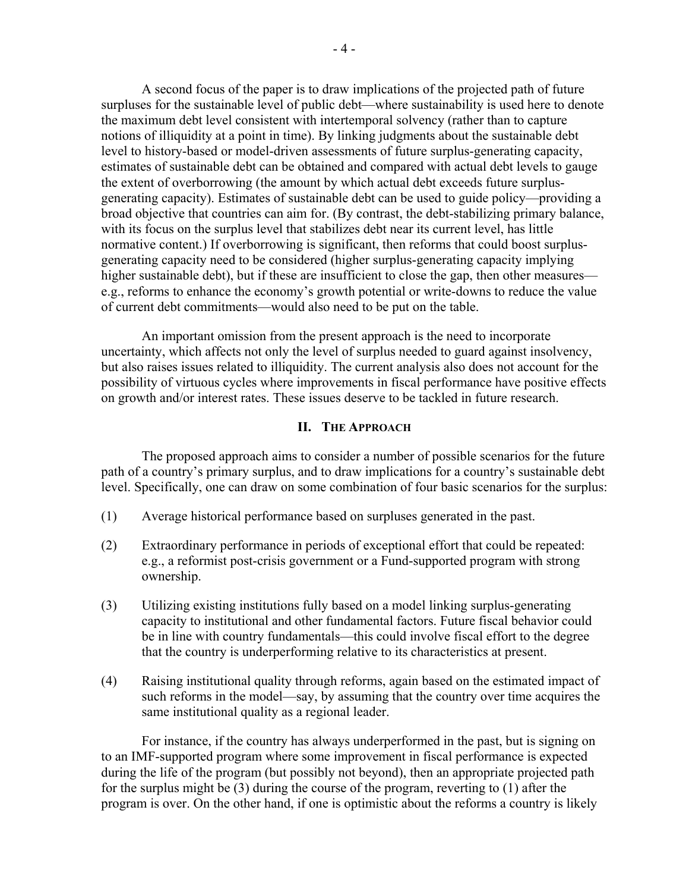A second focus of the paper is to draw implications of the projected path of future surpluses for the sustainable level of public debt—where sustainability is used here to denote the maximum debt level consistent with intertemporal solvency (rather than to capture notions of illiquidity at a point in time). By linking judgments about the sustainable debt level to history-based or model-driven assessments of future surplus-generating capacity, estimates of sustainable debt can be obtained and compared with actual debt levels to gauge the extent of overborrowing (the amount by which actual debt exceeds future surplus-generating capacity). Estimates of sustainable debt can be used to guide policy—providing a broad objective that countries can aim for. (By contrast, the debt-stabilizing primary balance, with its focus on the surplus level that stabilizes debt near its current level, has little normative content.) If overborrowing is significant, then reforms that could boost surplus-generating capacity need to be considered (higher surplus-generating capacity implying higher sustainable debt), but if these are insufficient to close the gap, then other measures—e.g., reforms to enhance the economy's growth potential or write-downs to reduce the value of current debt commitments—would also need to be put on the table.

An important omission from the present approach is the need to incorporate uncertainty, which affects not only the level of surplus needed to guard against insolvency, but also raises issues related to illiquidity. The current analysis also does not account for the possibility of virtuous cycles where improvements in fiscal performance have positive effects on growth and/or interest rates. These issues deserve to be tackled in future research.

## II. The Approach

The proposed approach aims to consider a number of possible scenarios for the future path of a country's primary surplus, and to draw implications for a country's sustainable debt level. Specifically, one can draw on some combination of four basic scenarios for the surplus:

(1) Average historical performance based on surpluses generated in the past.

(2) Extraordinary performance in periods of exceptional effort that could be repeated: e.g., a reformist post-crisis government or a Fund-supported program with strong ownership.

(3) Utilizing existing institutions fully based on a model linking surplus-generating capacity to institutional and other fundamental factors. Future fiscal behavior could be in line with country fundamentals—this could involve fiscal effort to the degree that the country is underperforming relative to its characteristics at present.

(4) Raising institutional quality through reforms, again based on the estimated impact of such reforms in the model—say, by assuming that the country over time acquires the same institutional quality as a regional leader.

For instance, if the country has always underperformed in the past, but is signing on to an IMF-supported program where some improvement in fiscal performance is expected during the life of the program (but possibly not beyond), then an appropriate projected path for the surplus might be (3) during the course of the program, reverting to (1) after the program is over. On the other hand, if one is optimistic about the reforms a country is likely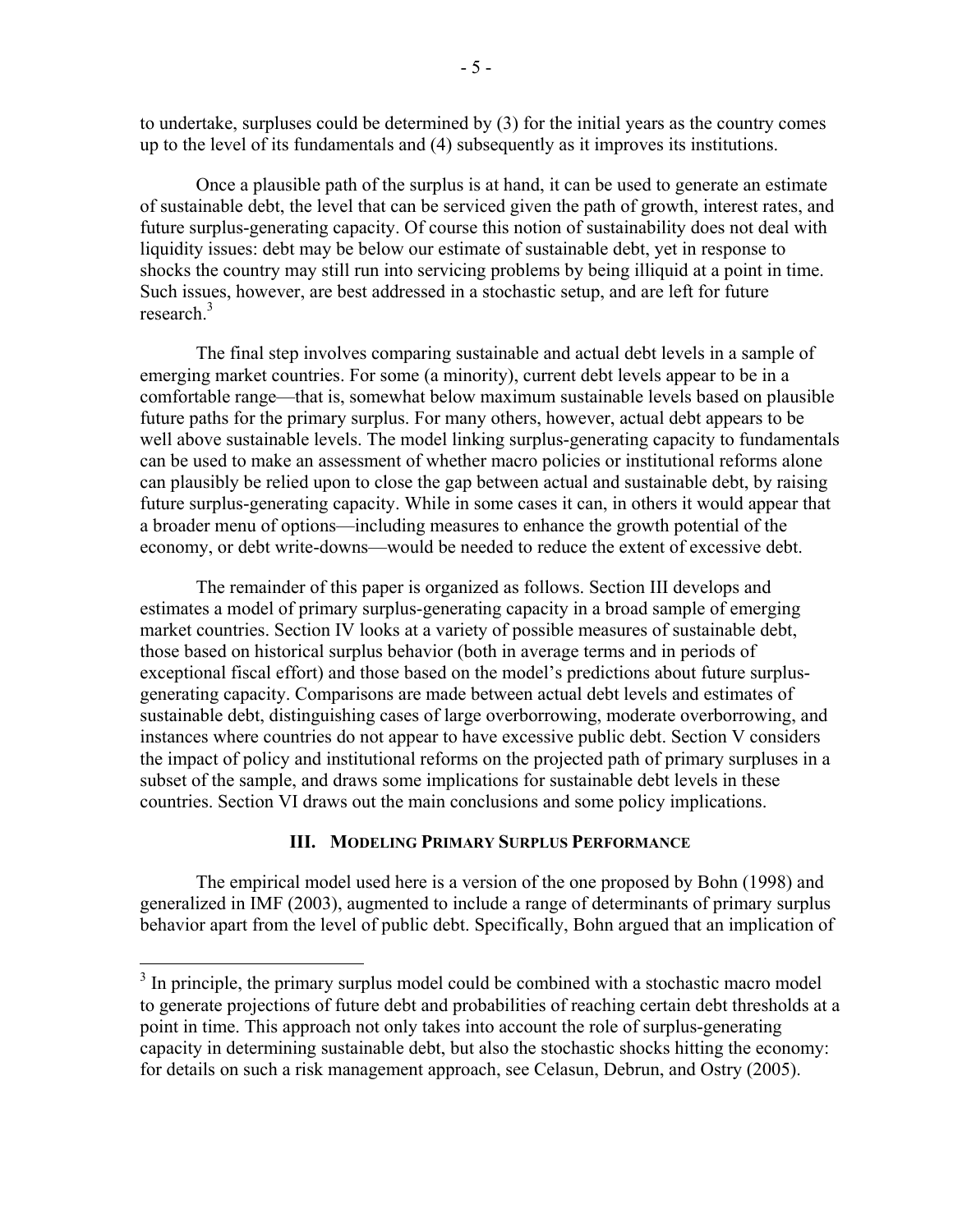to undertake, surpluses could be determined by (3) for the initial years as the country comes up to the level of its fundamentals and (4) subsequently as it improves its institutions.

Once a plausible path of the surplus is at hand, it can be used to generate an estimate of sustainable debt, the level that can be serviced given the path of growth, interest rates, and future surplus-generating capacity. Of course this notion of sustainability does not deal with liquidity issues: debt may be below our estimate of sustainable debt, yet in response to shocks the country may still run into servicing problems by being illiquid at a point in time. Such issues, however, are best addressed in a stochastic setup, and are left for future research.[3]

The final step involves comparing sustainable and actual debt levels in a sample of emerging market countries. For some (a minority), current debt levels appear to be in a comfortable range—that is, somewhat below maximum sustainable levels based on plausible future paths for the primary surplus. For many others, however, actual debt appears to be well above sustainable levels. The model linking surplus-generating capacity to fundamentals can be used to make an assessment of whether macro policies or institutional reforms alone can plausibly be relied upon to close the gap between actual and sustainable debt, by raising future surplus-generating capacity. While in some cases it can, in others it would appear that a broader menu of options—including measures to enhance the growth potential of the economy, or debt write-downs—would be needed to reduce the extent of excessive debt.

The remainder of this paper is organized as follows. Section III develops and estimates a model of primary surplus-generating capacity in a broad sample of emerging market countries. Section IV looks at a variety of possible measures of sustainable debt, those based on historical surplus behavior (both in average terms and in periods of exceptional fiscal effort) and those based on the model's predictions about future surplus-generating capacity. Comparisons are made between actual debt levels and estimates of sustainable debt, distinguishing cases of large overborrowing, moderate overborrowing, and instances where countries do not appear to have excessive public debt. Section V considers the impact of policy and institutional reforms on the projected path of primary surpluses in a subset of the sample, and draws some implications for sustainable debt levels in these countries. Section VI draws out the main conclusions and some policy implications.

## III. Modeling Primary Surplus Performance

The empirical model used here is a version of the one proposed by Bohn (1998) and generalized in IMF (2003), augmented to include a range of determinants of primary surplus behavior apart from the level of public debt. Specifically, Bohn argued that an implication of

[3] In principle, the primary surplus model could be combined with a stochastic macro model to generate projections of future debt and probabilities of reaching certain debt thresholds at a point in time. This approach not only takes into account the role of surplus-generating capacity in determining sustainable debt, but also the stochastic shocks hitting the economy: for details on such a risk management approach, see Celasun, Debrun, and Ostry (2005).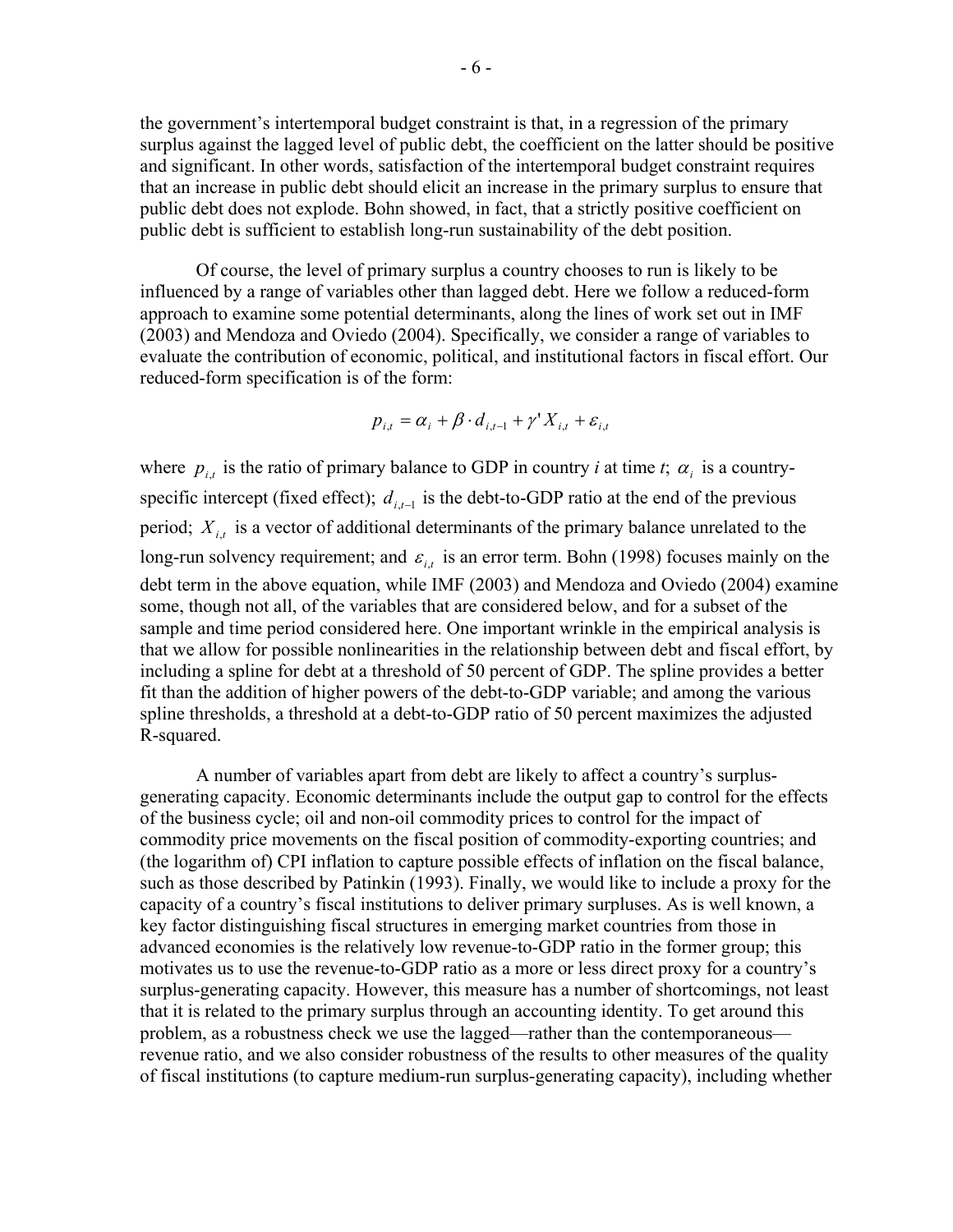the government's intertemporal budget constraint is that, in a regression of the primary surplus against the lagged level of public debt, the coefficient on the latter should be positive and significant. In other words, satisfaction of the intertemporal budget constraint requires that an increase in public debt should elicit an increase in the primary surplus to ensure that public debt does not explode. Bohn showed, in fact, that a strictly positive coefficient on public debt is sufficient to establish long-run sustainability of the debt position.

Of course, the level of primary surplus a country chooses to run is likely to be influenced by a range of variables other than lagged debt. Here we follow a reduced-form approach to examine some potential determinants, along the lines of work set out in IMF (2003) and Mendoza and Oviedo (2004). Specifically, we consider a range of variables to evaluate the contribution of economic, political, and institutional factors in fiscal effort. Our reduced-form specification is of the form:

$$p_{i,t} = \alpha_i + \beta \cdot d_{i,t-1} + \gamma' X_{i,t} + \varepsilon_{i,t}$$

where $p_{i,t}$ is the ratio of primary balance to GDP in country *i* at time *t*; $\alpha_i$ is a country-specific intercept (fixed effect); $d_{i,t-1}$ is the debt-to-GDP ratio at the end of the previous period; $X_{i,t}$ is a vector of additional determinants of the primary balance unrelated to the long-run solvency requirement; and $\varepsilon_{i,t}$ is an error term. Bohn (1998) focuses mainly on the debt term in the above equation, while IMF (2003) and Mendoza and Oviedo (2004) examine some, though not all, of the variables that are considered below, and for a subset of the sample and time period considered here. One important wrinkle in the empirical analysis is that we allow for possible nonlinearities in the relationship between debt and fiscal effort, by including a spline for debt at a threshold of 50 percent of GDP. The spline provides a better fit than the addition of higher powers of the debt-to-GDP variable; and among the various spline thresholds, a threshold at a debt-to-GDP ratio of 50 percent maximizes the adjusted R-squared.

A number of variables apart from debt are likely to affect a country's surplus-generating capacity. Economic determinants include the output gap to control for the effects of the business cycle; oil and non-oil commodity prices to control for the impact of commodity price movements on the fiscal position of commodity-exporting countries; and (the logarithm of) CPI inflation to capture possible effects of inflation on the fiscal balance, such as those described by Patinkin (1993). Finally, we would like to include a proxy for the capacity of a country's fiscal institutions to deliver primary surpluses. As is well known, a key factor distinguishing fiscal structures in emerging market countries from those in advanced economies is the relatively low revenue-to-GDP ratio in the former group; this motivates us to use the revenue-to-GDP ratio as a more or less direct proxy for a country's surplus-generating capacity. However, this measure has a number of shortcomings, not least that it is related to the primary surplus through an accounting identity. To get around this problem, as a robustness check we use the lagged—rather than the contemporaneous—revenue ratio, and we also consider robustness of the results to other measures of the quality of fiscal institutions (to capture medium-run surplus-generating capacity), including whether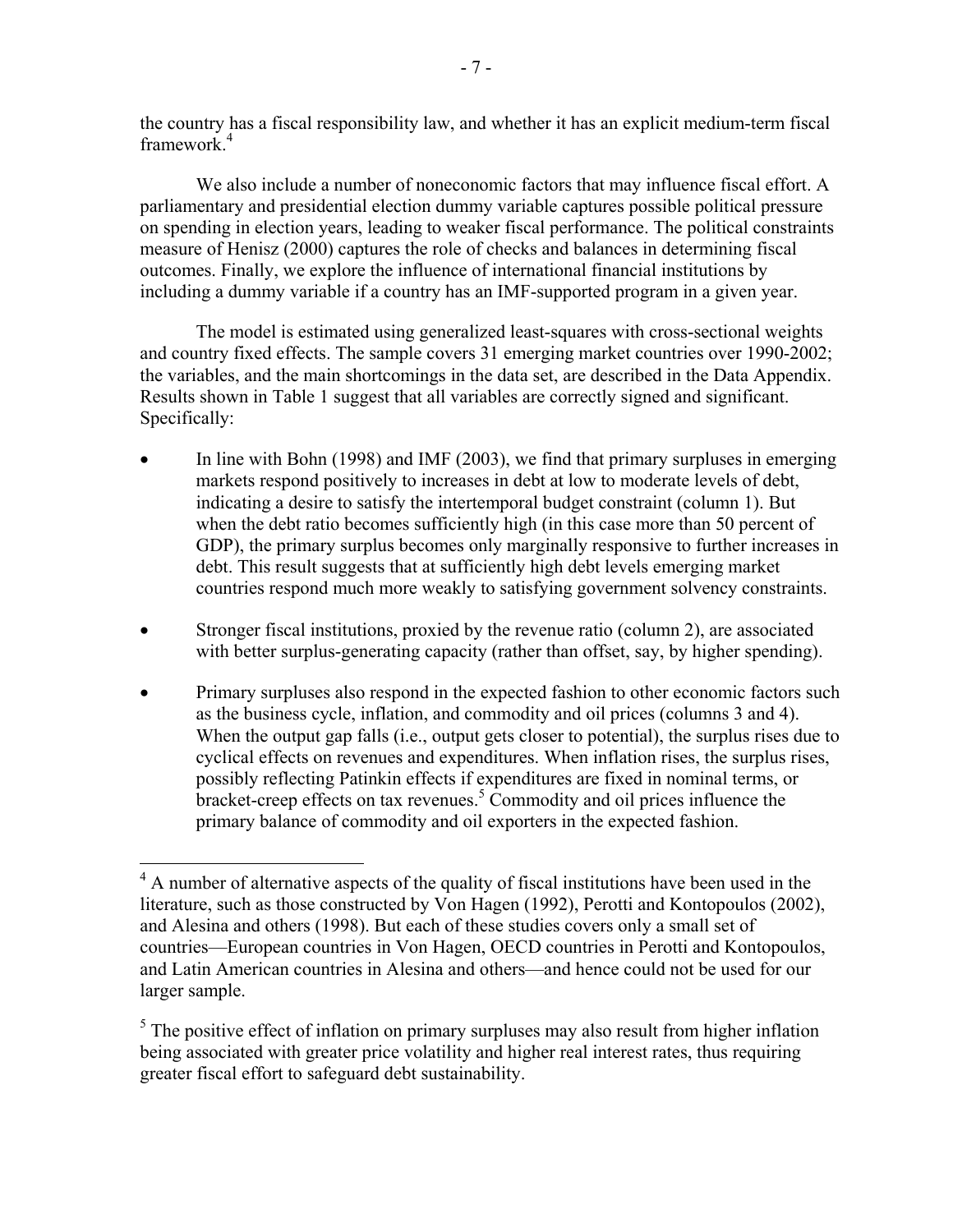the country has a fiscal responsibility law, and whether it has an explicit medium-term fiscal framework.[4]

We also include a number of noneconomic factors that may influence fiscal effort. A parliamentary and presidential election dummy variable captures possible political pressure on spending in election years, leading to weaker fiscal performance. The political constraints measure of Henisz (2000) captures the role of checks and balances in determining fiscal outcomes. Finally, we explore the influence of international financial institutions by including a dummy variable if a country has an IMF-supported program in a given year.

The model is estimated using generalized least-squares with cross-sectional weights and country fixed effects. The sample covers 31 emerging market countries over 1990-2002; the variables, and the main shortcomings in the data set, are described in the Data Appendix. Results shown in Table 1 suggest that all variables are correctly signed and significant. Specifically:

- In line with Bohn (1998) and IMF (2003), we find that primary surpluses in emerging markets respond positively to increases in debt at low to moderate levels of debt, indicating a desire to satisfy the intertemporal budget constraint (column 1). But when the debt ratio becomes sufficiently high (in this case more than 50 percent of GDP), the primary surplus becomes only marginally responsive to further increases in debt. This result suggests that at sufficiently high debt levels emerging market countries respond much more weakly to satisfying government solvency constraints.
- Stronger fiscal institutions, proxied by the revenue ratio (column 2), are associated with better surplus-generating capacity (rather than offset, say, by higher spending).
- Primary surpluses also respond in the expected fashion to other economic factors such as the business cycle, inflation, and commodity and oil prices (columns 3 and 4). When the output gap falls (i.e., output gets closer to potential), the surplus rises due to cyclical effects on revenues and expenditures. When inflation rises, the surplus rises, possibly reflecting Patinkin effects if expenditures are fixed in nominal terms, or bracket-creep effects on tax revenues.[5] Commodity and oil prices influence the primary balance of commodity and oil exporters in the expected fashion.

---

[4] A number of alternative aspects of the quality of fiscal institutions have been used in the literature, such as those constructed by Von Hagen (1992), Perotti and Kontopoulos (2002), and Alesina and others (1998). But each of these studies covers only a small set of countries—European countries in Von Hagen, OECD countries in Perotti and Kontopoulos, and Latin American countries in Alesina and others—and hence could not be used for our larger sample.

[5] The positive effect of inflation on primary surpluses may also result from higher inflation being associated with greater price volatility and higher real interest rates, thus requiring greater fiscal effort to safeguard debt sustainability.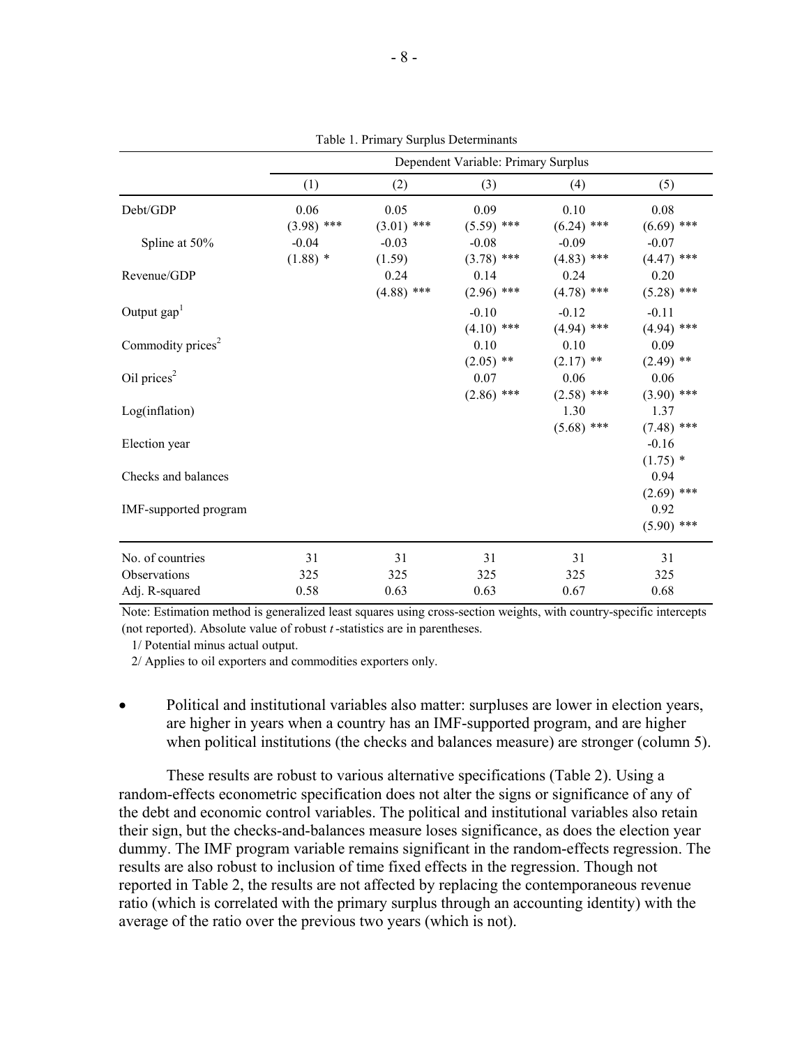Table 1. Primary Surplus Determinants

| | Dependent Variable: Primary Surplus | | | | |
|---|---|---|---|---|---|
| | (1) | (2) | (3) | (4) | (5) |
| Debt/GDP | 0.06 | 0.05 | 0.09 | 0.10 | 0.08 |
| | (3.98) *** | (3.01) *** | (5.59) *** | (6.24) *** | (6.69) *** |
| Spline at 50% | -0.04 | -0.03 | -0.08 | -0.09 | -0.07 |
| | (1.88) * | (1.59) | (3.78) *** | (4.83) *** | (4.47) *** |
| Revenue/GDP | | 0.24 | 0.14 | 0.24 | 0.20 |
| | | (4.88) *** | (2.96) *** | (4.78) *** | (5.28) *** |
| Output gap[1] | | | -0.10 | -0.12 | -0.11 |
| | | | (4.10) *** | (4.94) *** | (4.94) *** |
| Commodity prices[2] | | | 0.10 | 0.10 | 0.09 |
| | | | (2.05) ** | (2.17) ** | (2.49) ** |
| Oil prices[2] | | | 0.07 | 0.06 | 0.06 |
| | | | (2.86) *** | (2.58) *** | (3.90) *** |
| Log(inflation) | | | | 1.30 | 1.37 |
| | | | | (5.68) *** | (7.48) *** |
| Election year | | | | | -0.16 |
| | | | | | (1.75) * |
| Checks and balances | | | | | 0.94 |
| | | | | | (2.69) *** |
| IMF-supported program | | | | | 0.92 |
| | | | | | (5.90) *** |
| No. of countries | 31 | 31 | 31 | 31 | 31 |
| Observations | 325 | 325 | 325 | 325 | 325 |
| Adj. R-squared | 0.58 | 0.63 | 0.63 | 0.67 | 0.68 |

Note: Estimation method is generalized least squares using cross-section weights, with country-specific intercepts (not reported). Absolute value of robust *t*-statistics are in parentheses.

1/ Potential minus actual output.

2/ Applies to oil exporters and commodities exporters only.

- Political and institutional variables also matter: surpluses are lower in election years, are higher in years when a country has an IMF-supported program, and are higher when political institutions (the checks and balances measure) are stronger (column 5).

These results are robust to various alternative specifications (Table 2). Using a random-effects econometric specification does not alter the signs or significance of any of the debt and economic control variables. The political and institutional variables also retain their sign, but the checks-and-balances measure loses significance, as does the election year dummy. The IMF program variable remains significant in the random-effects regression. The results are also robust to inclusion of time fixed effects in the regression. Though not reported in Table 2, the results are not affected by replacing the contemporaneous revenue ratio (which is correlated with the primary surplus through an accounting identity) with the average of the ratio over the previous two years (which is not).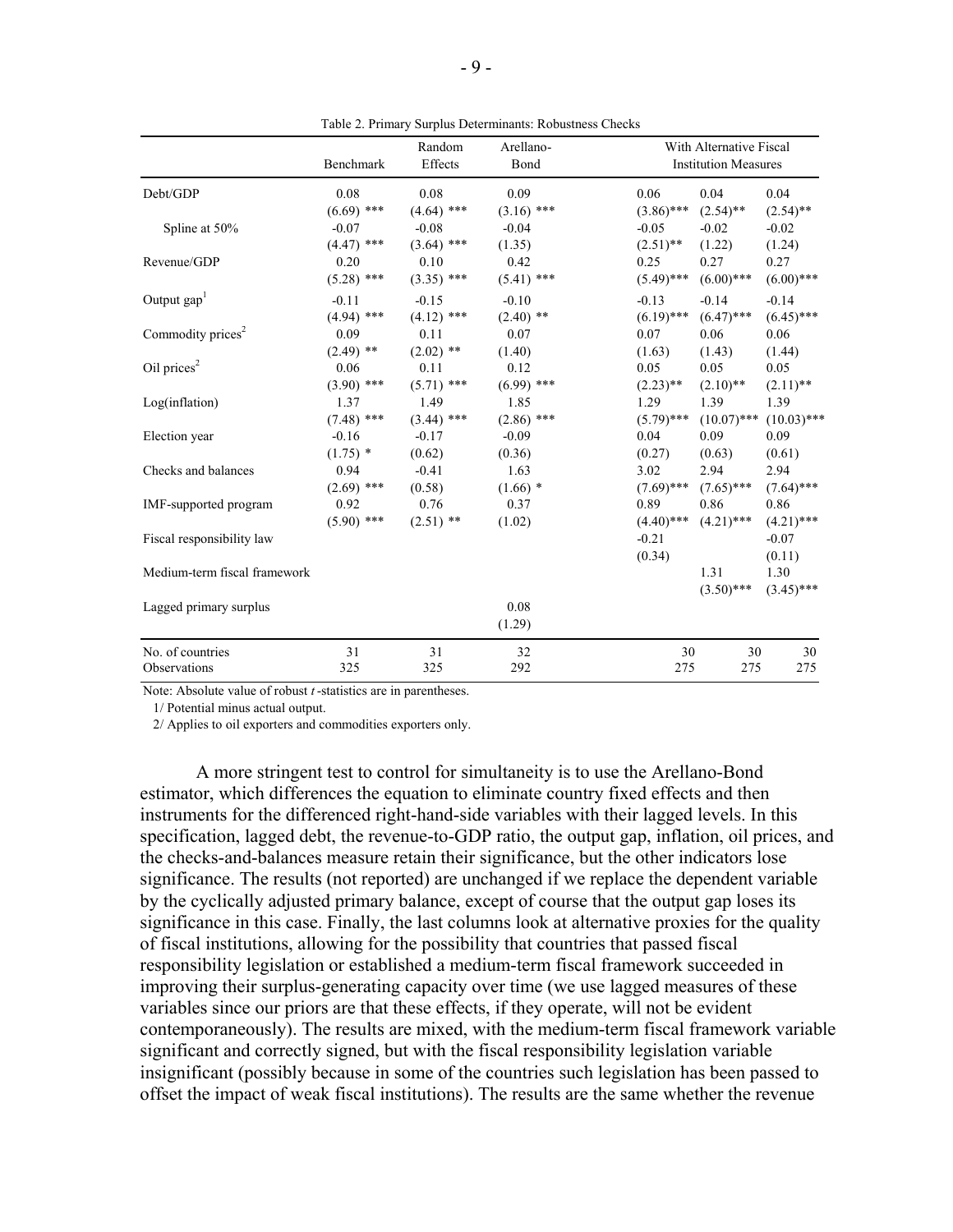Table 2. Primary Surplus Determinants: Robustness Checks

| | Benchmark | Random Effects | Arellano-Bond | With Alternative Fiscal Institution Measures | | |
|---|---|---|---|---|---|---|
| Debt/GDP | 0.08 | 0.08 | 0.09 | 0.06 | 0.04 | 0.04 |
| | (6.69) *** | (4.64) *** | (3.16) *** | (3.86)*** | (2.54)** | (2.54)** |
| Spline at 50% | -0.07 | -0.08 | -0.04 | -0.05 | -0.02 | -0.02 |
| | (4.47) *** | (3.64) *** | (1.35) | (2.51)** | (1.22) | (1.24) |
| Revenue/GDP | 0.20 | 0.10 | 0.42 | 0.25 | 0.27 | 0.27 |
| | (5.28) *** | (3.35) *** | (5.41) *** | (5.49)*** | (6.00)*** | (6.00)*** |
| Output gap[1] | -0.11 | -0.15 | -0.10 | -0.13 | -0.14 | -0.14 |
| | (4.94) *** | (4.12) *** | (2.40) ** | (6.19)*** | (6.47)*** | (6.45)*** |
| Commodity prices[2] | 0.09 | 0.11 | 0.07 | 0.07 | 0.06 | 0.06 |
| | (2.49) ** | (2.02) ** | (1.40) | (1.63) | (1.43) | (1.44) |
| Oil prices[2] | 0.06 | 0.11 | 0.12 | 0.05 | 0.05 | 0.05 |
| | (3.90) *** | (5.71) *** | (6.99) *** | (2.23)** | (2.10)** | (2.11)** |
| Log(inflation) | 1.37 | 1.49 | 1.85 | 1.29 | 1.39 | 1.39 |
| | (7.48) *** | (3.44) *** | (2.86) *** | (5.79)*** | (10.07)*** | (10.03)*** |
| Election year | -0.16 | -0.17 | -0.09 | 0.04 | 0.09 | 0.09 |
| | (1.75) * | (0.62) | (0.36) | (0.27) | (0.63) | (0.61) |
| Checks and balances | 0.94 | -0.41 | 1.63 | 3.02 | 2.94 | 2.94 |
| | (2.69) *** | (0.58) | (1.66) * | (7.69)*** | (7.65)*** | (7.64)*** |
| IMF-supported program | 0.92 | 0.76 | 0.37 | 0.89 | 0.86 | 0.86 |
| | (5.90) *** | (2.51) ** | (1.02) | (4.40)*** | (4.21)*** | (4.21)*** |
| Fiscal responsibility law | | | | -0.21 | | -0.07 |
| | | | | (0.34) | | (0.11) |
| Medium-term fiscal framework | | | | | 1.31 | 1.30 |
| | | | | | (3.50)*** | (3.45)*** |
| Lagged primary surplus | | | 0.08 | | | |
| | | | (1.29) | | | |
| No. of countries | 31 | 31 | 32 | 30 | 30 | 30 |
| Observations | 325 | 325 | 292 | 275 | 275 | 275 |

Note: Absolute value of robust *t*-statistics are in parentheses.

1/ Potential minus actual output.

2/ Applies to oil exporters and commodities exporters only.

A more stringent test to control for simultaneity is to use the Arellano-Bond estimator, which differences the equation to eliminate country fixed effects and then instruments for the differenced right-hand-side variables with their lagged levels. In this specification, lagged debt, the revenue-to-GDP ratio, the output gap, inflation, oil prices, and the checks-and-balances measure retain their significance, but the other indicators lose significance. The results (not reported) are unchanged if we replace the dependent variable by the cyclically adjusted primary balance, except of course that the output gap loses its significance in this case. Finally, the last columns look at alternative proxies for the quality of fiscal institutions, allowing for the possibility that countries that passed fiscal responsibility legislation or established a medium-term fiscal framework succeeded in improving their surplus-generating capacity over time (we use lagged measures of these variables since our priors are that these effects, if they operate, will not be evident contemporaneously). The results are mixed, with the medium-term fiscal framework variable significant and correctly signed, but with the fiscal responsibility legislation variable insignificant (possibly because in some of the countries such legislation has been passed to offset the impact of weak fiscal institutions). The results are the same whether the revenue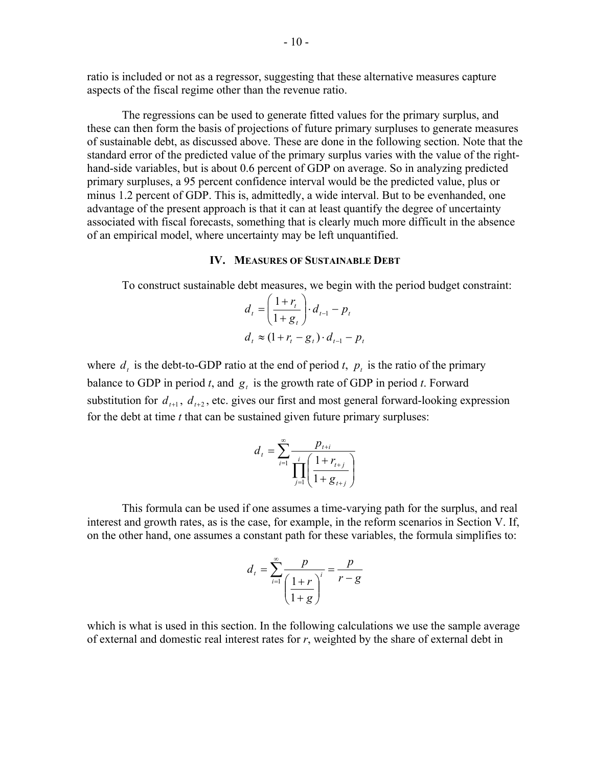ratio is included or not as a regressor, suggesting that these alternative measures capture aspects of the fiscal regime other than the revenue ratio.

The regressions can be used to generate fitted values for the primary surplus, and these can then form the basis of projections of future primary surpluses to generate measures of sustainable debt, as discussed above. These are done in the following section. Note that the standard error of the predicted value of the primary surplus varies with the value of the right-hand-side variables, but is about 0.6 percent of GDP on average. So in analyzing predicted primary surpluses, a 95 percent confidence interval would be the predicted value, plus or minus 1.2 percent of GDP. This is, admittedly, a wide interval. But to be evenhanded, one advantage of the present approach is that it can at least quantify the degree of uncertainty associated with fiscal forecasts, something that is clearly much more difficult in the absence of an empirical model, where uncertainty may be left unquantified.

## IV. Measures of Sustainable Debt

To construct sustainable debt measures, we begin with the period budget constraint:

$$d_t = \left(\frac{1+r_t}{1+g_t}\right) \cdot d_{t-1} - p_t$$

$$d_t \approx (1 + r_t - g_t) \cdot d_{t-1} - p_t$$

where $d_t$ is the debt-to-GDP ratio at the end of period *t*, $p_t$ is the ratio of the primary balance to GDP in period *t*, and $g_t$ is the growth rate of GDP in period *t*. Forward substitution for $d_{t+1}$, $d_{t+2}$, etc. gives our first and most general forward-looking expression for the debt at time *t* that can be sustained given future primary surpluses:

$$d_t = \sum_{i=1}^{\infty} \frac{p_{t+i}}{\prod_{j=1}^{i} \left(\frac{1+r_{t+j}}{1+g_{t+j}}\right)}$$

This formula can be used if one assumes a time-varying path for the surplus, and real interest and growth rates, as is the case, for example, in the reform scenarios in Section V. If, on the other hand, one assumes a constant path for these variables, the formula simplifies to:

$$d_t = \sum_{i=1}^{\infty} \frac{p}{\left(\frac{1+r}{1+g}\right)^i} = \frac{p}{r-g}$$

which is what is used in this section. In the following calculations we use the sample average of external and domestic real interest rates for *r*, weighted by the share of external debt in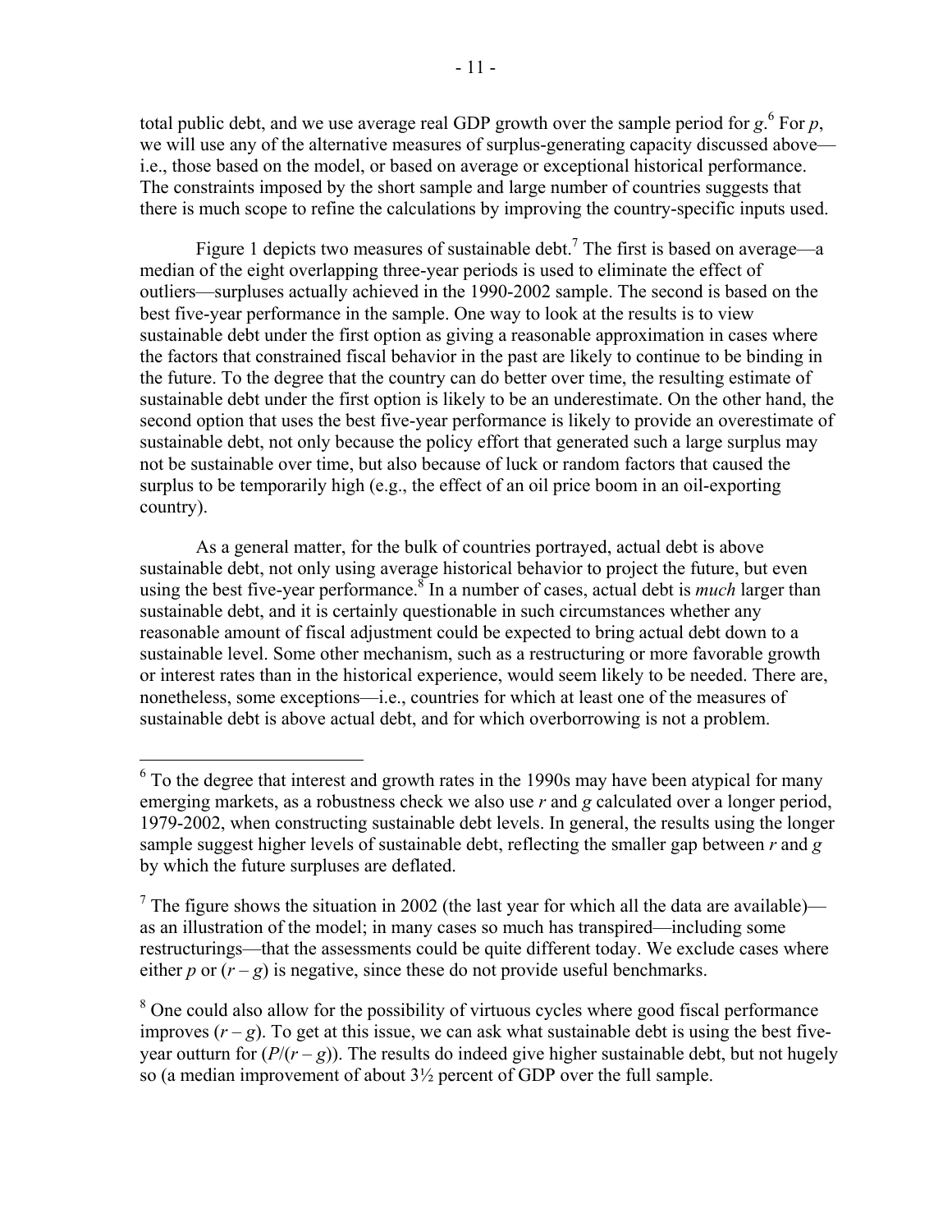total public debt, and we use average real GDP growth over the sample period for $g$.[6] For $p$, we will use any of the alternative measures of surplus-generating capacity discussed above—i.e., those based on the model, or based on average or exceptional historical performance. The constraints imposed by the short sample and large number of countries suggests that there is much scope to refine the calculations by improving the country-specific inputs used.

Figure 1 depicts two measures of sustainable debt.[7] The first is based on average—a median of the eight overlapping three-year periods is used to eliminate the effect of outliers—surpluses actually achieved in the 1990-2002 sample. The second is based on the best five-year performance in the sample. One way to look at the results is to view sustainable debt under the first option as giving a reasonable approximation in cases where the factors that constrained fiscal behavior in the past are likely to continue to be binding in the future. To the degree that the country can do better over time, the resulting estimate of sustainable debt under the first option is likely to be an underestimate. On the other hand, the second option that uses the best five-year performance is likely to provide an overestimate of sustainable debt, not only because the policy effort that generated such a large surplus may not be sustainable over time, but also because of luck or random factors that caused the surplus to be temporarily high (e.g., the effect of an oil price boom in an oil-exporting country).

As a general matter, for the bulk of countries portrayed, actual debt is above sustainable debt, not only using average historical behavior to project the future, but even using the best five-year performance.[8] In a number of cases, actual debt is *much* larger than sustainable debt, and it is certainly questionable in such circumstances whether any reasonable amount of fiscal adjustment could be expected to bring actual debt down to a sustainable level. Some other mechanism, such as a restructuring or more favorable growth or interest rates than in the historical experience, would seem likely to be needed. There are, nonetheless, some exceptions—i.e., countries for which at least one of the measures of sustainable debt is above actual debt, and for which overborrowing is not a problem.

---

[6] To the degree that interest and growth rates in the 1990s may have been atypical for many emerging markets, as a robustness check we also use $r$ and $g$ calculated over a longer period, 1979-2002, when constructing sustainable debt levels. In general, the results using the longer sample suggest higher levels of sustainable debt, reflecting the smaller gap between $r$ and $g$ by which the future surpluses are deflated.

[7] The figure shows the situation in 2002 (the last year for which all the data are available)—as an illustration of the model; in many cases so much has transpired—including some restructurings—that the assessments could be quite different today. We exclude cases where either $p$ or $(r - g)$ is negative, since these do not provide useful benchmarks.

[8] One could also allow for the possibility of virtuous cycles where good fiscal performance improves $(r - g)$. To get at this issue, we can ask what sustainable debt is using the best five-year outturn for $(P/(r - g))$. The results do indeed give higher sustainable debt, but not hugely so (a median improvement of about 3½ percent of GDP over the full sample.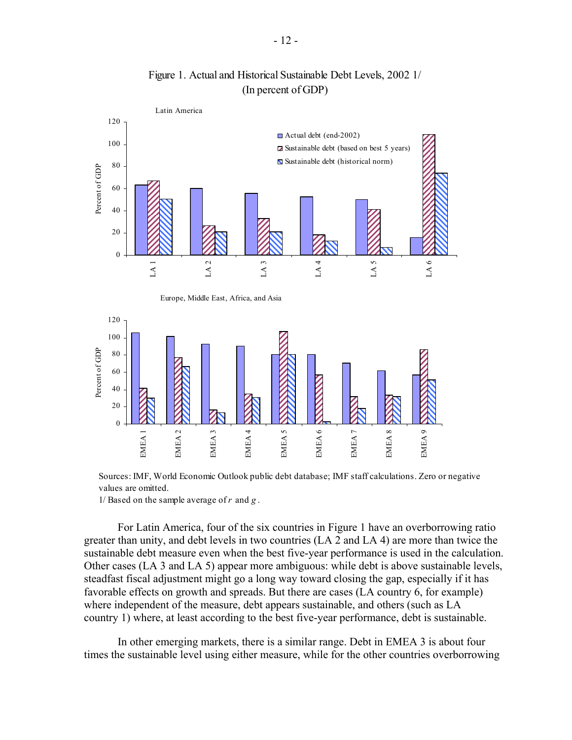Figure 1. Actual and Historical Sustainable Debt Levels, 2002 1/
(In percent of GDP)

Latin America

Europe, Middle East, Africa, and Asia

Sources: IMF, World Economic Outlook public debt database; IMF staff calculations. Zero or negative values are omitted.

1/ Based on the sample average of $r$ and $g$.

For Latin America, four of the six countries in Figure 1 have an overborrowing ratio greater than unity, and debt levels in two countries (LA 2 and LA 4) are more than twice the sustainable debt measure even when the best five-year performance is used in the calculation. Other cases (LA 3 and LA 5) appear more ambiguous: while debt is above sustainable levels, steadfast fiscal adjustment might go a long way toward closing the gap, especially if it has favorable effects on growth and spreads. But there are cases (LA country 6, for example) where independent of the measure, debt appears sustainable, and others (such as LA country 1) where, at least according to the best five-year performance, debt is sustainable.

In other emerging markets, there is a similar range. Debt in EMEA 3 is about four times the sustainable level using either measure, while for the other countries overborrowing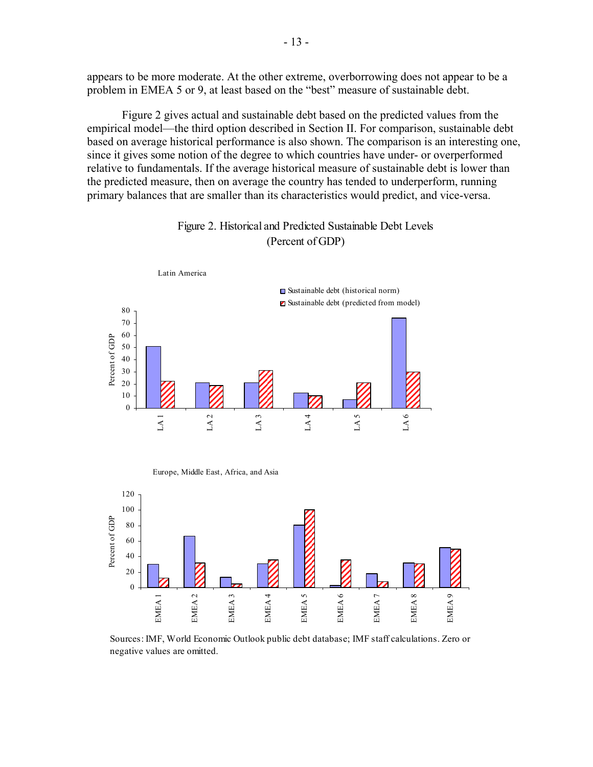appears to be more moderate. At the other extreme, overborrowing does not appear to be a problem in EMEA 5 or 9, at least based on the "best" measure of sustainable debt.

Figure 2 gives actual and sustainable debt based on the predicted values from the empirical model—the third option described in Section II. For comparison, sustainable debt based on average historical performance is also shown. The comparison is an interesting one, since it gives some notion of the degree to which countries have under- or overperformed relative to fundamentals. If the average historical measure of sustainable debt is lower than the predicted measure, then on average the country has tended to underperform, running primary balances that are smaller than its characteristics would predict, and vice-versa.

Figure 2. Historical and Predicted Sustainable Debt Levels
(Percent of GDP)

Sources: IMF, World Economic Outlook public debt database; IMF staff calculations. Zero or negative values are omitted.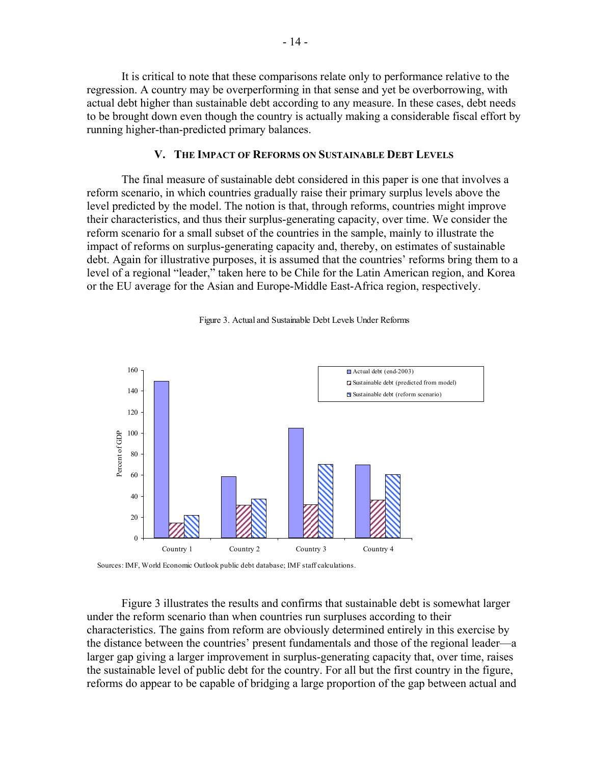It is critical to note that these comparisons relate only to performance relative to the regression. A country may be overperforming in that sense and yet be overborrowing, with actual debt higher than sustainable debt according to any measure. In these cases, debt needs to be brought down even though the country is actually making a considerable fiscal effort by running higher-than-predicted primary balances.

## V. The Impact of Reforms on Sustainable Debt Levels

The final measure of sustainable debt considered in this paper is one that involves a reform scenario, in which countries gradually raise their primary surplus levels above the level predicted by the model. The notion is that, through reforms, countries might improve their characteristics, and thus their surplus-generating capacity, over time. We consider the reform scenario for a small subset of the countries in the sample, mainly to illustrate the impact of reforms on surplus-generating capacity and, thereby, on estimates of sustainable debt. Again for illustrative purposes, it is assumed that the countries' reforms bring them to a level of a regional "leader," taken here to be Chile for the Latin American region, and Korea or the EU average for the Asian and Europe-Middle East-Africa region, respectively.

Figure 3. Actual and Sustainable Debt Levels Under Reforms

Sources: IMF, World Economic Outlook public debt database; IMF staff calculations.

Figure 3 illustrates the results and confirms that sustainable debt is somewhat larger under the reform scenario than when countries run surpluses according to their characteristics. The gains from reform are obviously determined entirely in this exercise by the distance between the countries' present fundamentals and those of the regional leader—a larger gap giving a larger improvement in surplus-generating capacity that, over time, raises the sustainable level of public debt for the country. For all but the first country in the figure, reforms do appear to be capable of bridging a large proportion of the gap between actual and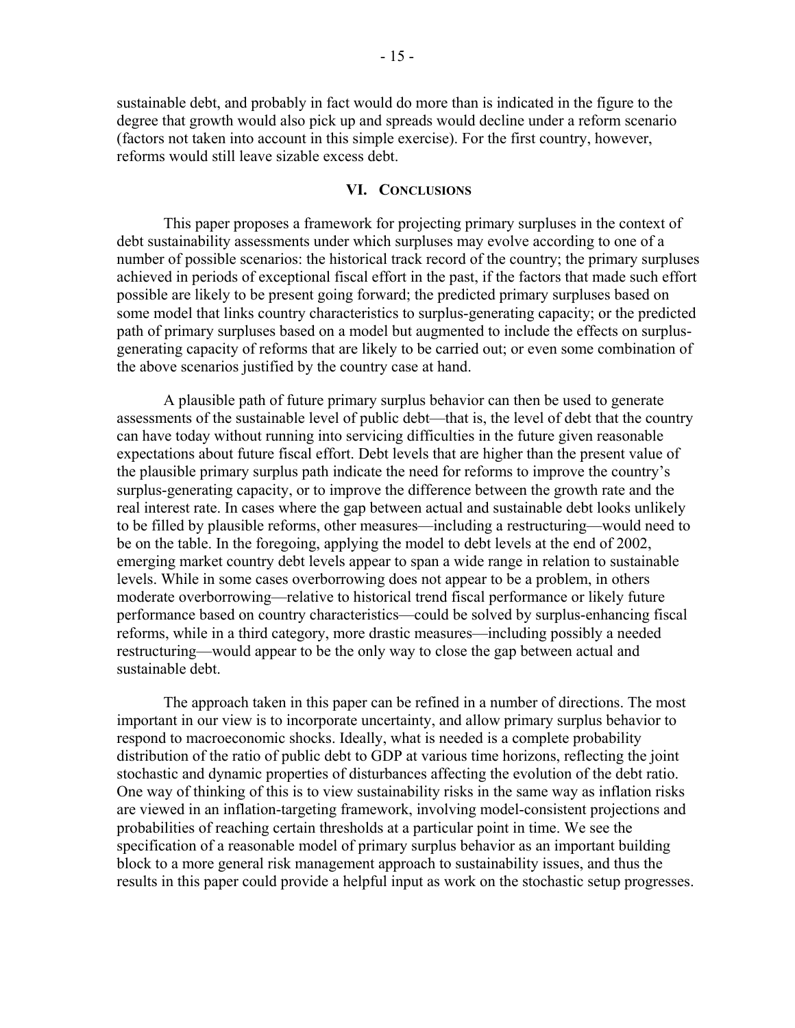sustainable debt, and probably in fact would do more than is indicated in the figure to the degree that growth would also pick up and spreads would decline under a reform scenario (factors not taken into account in this simple exercise). For the first country, however, reforms would still leave sizable excess debt.

## VI. Conclusions

This paper proposes a framework for projecting primary surpluses in the context of debt sustainability assessments under which surpluses may evolve according to one of a number of possible scenarios: the historical track record of the country; the primary surpluses achieved in periods of exceptional fiscal effort in the past, if the factors that made such effort possible are likely to be present going forward; the predicted primary surpluses based on some model that links country characteristics to surplus-generating capacity; or the predicted path of primary surpluses based on a model but augmented to include the effects on surplus-generating capacity of reforms that are likely to be carried out; or even some combination of the above scenarios justified by the country case at hand.

A plausible path of future primary surplus behavior can then be used to generate assessments of the sustainable level of public debt—that is, the level of debt that the country can have today without running into servicing difficulties in the future given reasonable expectations about future fiscal effort. Debt levels that are higher than the present value of the plausible primary surplus path indicate the need for reforms to improve the country's surplus-generating capacity, or to improve the difference between the growth rate and the real interest rate. In cases where the gap between actual and sustainable debt looks unlikely to be filled by plausible reforms, other measures—including a restructuring—would need to be on the table. In the foregoing, applying the model to debt levels at the end of 2002, emerging market country debt levels appear to span a wide range in relation to sustainable levels. While in some cases overborrowing does not appear to be a problem, in others moderate overborrowing—relative to historical trend fiscal performance or likely future performance based on country characteristics—could be solved by surplus-enhancing fiscal reforms, while in a third category, more drastic measures—including possibly a needed restructuring—would appear to be the only way to close the gap between actual and sustainable debt.

The approach taken in this paper can be refined in a number of directions. The most important in our view is to incorporate uncertainty, and allow primary surplus behavior to respond to macroeconomic shocks. Ideally, what is needed is a complete probability distribution of the ratio of public debt to GDP at various time horizons, reflecting the joint stochastic and dynamic properties of disturbances affecting the evolution of the debt ratio. One way of thinking of this is to view sustainability risks in the same way as inflation risks are viewed in an inflation-targeting framework, involving model-consistent projections and probabilities of reaching certain thresholds at a particular point in time. We see the specification of a reasonable model of primary surplus behavior as an important building block to a more general risk management approach to sustainability issues, and thus the results in this paper could provide a helpful input as work on the stochastic setup progresses.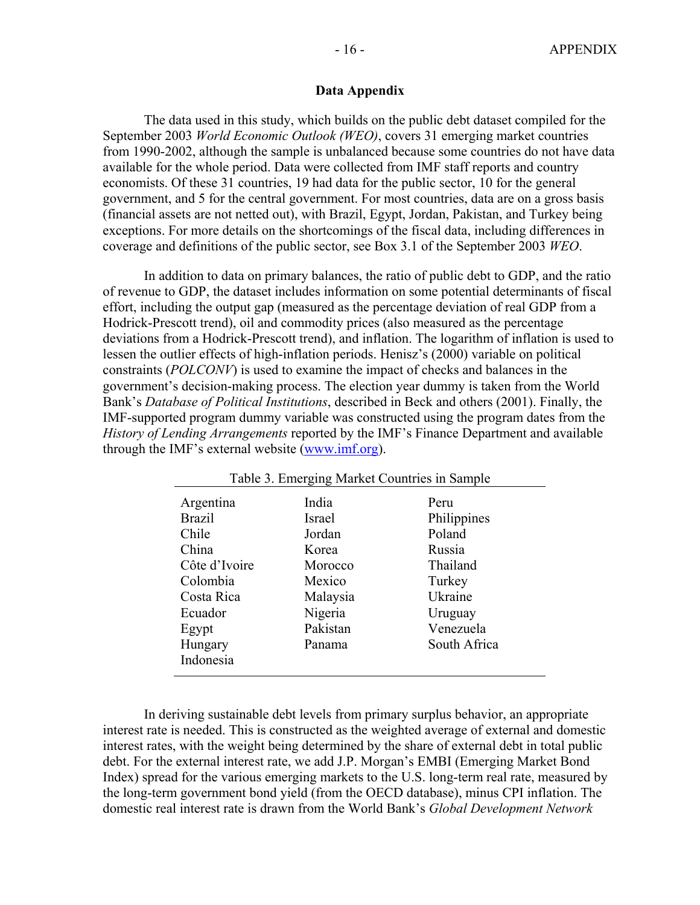## Data Appendix

The data used in this study, which builds on the public debt dataset compiled for the September 2003 *World Economic Outlook (WEO)*, covers 31 emerging market countries from 1990-2002, although the sample is unbalanced because some countries do not have data available for the whole period. Data were collected from IMF staff reports and country economists. Of these 31 countries, 19 had data for the public sector, 10 for the general government, and 5 for the central government. For most countries, data are on a gross basis (financial assets are not netted out), with Brazil, Egypt, Jordan, Pakistan, and Turkey being exceptions. For more details on the shortcomings of the fiscal data, including differences in coverage and definitions of the public sector, see Box 3.1 of the September 2003 *WEO*.

In addition to data on primary balances, the ratio of public debt to GDP, and the ratio of revenue to GDP, the dataset includes information on some potential determinants of fiscal effort, including the output gap (measured as the percentage deviation of real GDP from a Hodrick-Prescott trend), oil and commodity prices (also measured as the percentage deviations from a Hodrick-Prescott trend), and inflation. The logarithm of inflation is used to lessen the outlier effects of high-inflation periods. Henisz's (2000) variable on political constraints (*POLCONV*) is used to examine the impact of checks and balances in the government's decision-making process. The election year dummy is taken from the World Bank's *Database of Political Institutions*, described in Beck and others (2001). Finally, the IMF-supported program dummy variable was constructed using the program dates from the *History of Lending Arrangements* reported by the IMF's Finance Department and available through the IMF's external website (www.imf.org).

Table 3. Emerging Market Countries in Sample

| | | |
|---|---|---|
| Argentina | India | Peru |
| Brazil | Israel | Philippines |
| Chile | Jordan | Poland |
| China | Korea | Russia |
| Côte d'Ivoire | Morocco | Thailand |
| Colombia | Mexico | Turkey |
| Costa Rica | Malaysia | Ukraine |
| Ecuador | Nigeria | Uruguay |
| Egypt | Pakistan | Venezuela |
| Hungary | Panama | South Africa |
| Indonesia | | |

In deriving sustainable debt levels from primary surplus behavior, an appropriate interest rate is needed. This is constructed as the weighted average of external and domestic interest rates, with the weight being determined by the share of external debt in total public debt. For the external interest rate, we add J.P. Morgan's EMBI (Emerging Market Bond Index) spread for the various emerging markets to the U.S. long-term real rate, measured by the long-term government bond yield (from the OECD database), minus CPI inflation. The domestic real interest rate is drawn from the World Bank's *Global Development Network*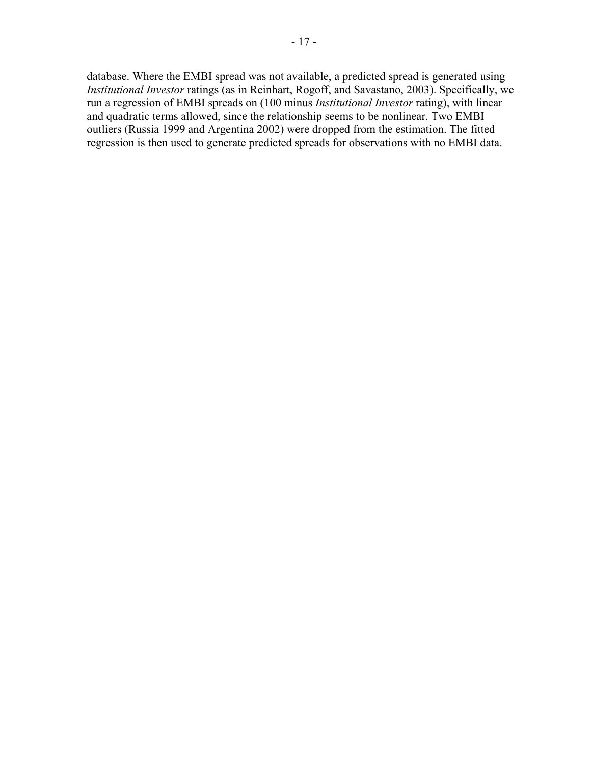database. Where the EMBI spread was not available, a predicted spread is generated using *Institutional Investor* ratings (as in Reinhart, Rogoff, and Savastano, 2003). Specifically, we run a regression of EMBI spreads on (100 minus *Institutional Investor* rating), with linear and quadratic terms allowed, since the relationship seems to be nonlinear. Two EMBI outliers (Russia 1999 and Argentina 2002) were dropped from the estimation. The fitted regression is then used to generate predicted spreads for observations with no EMBI data.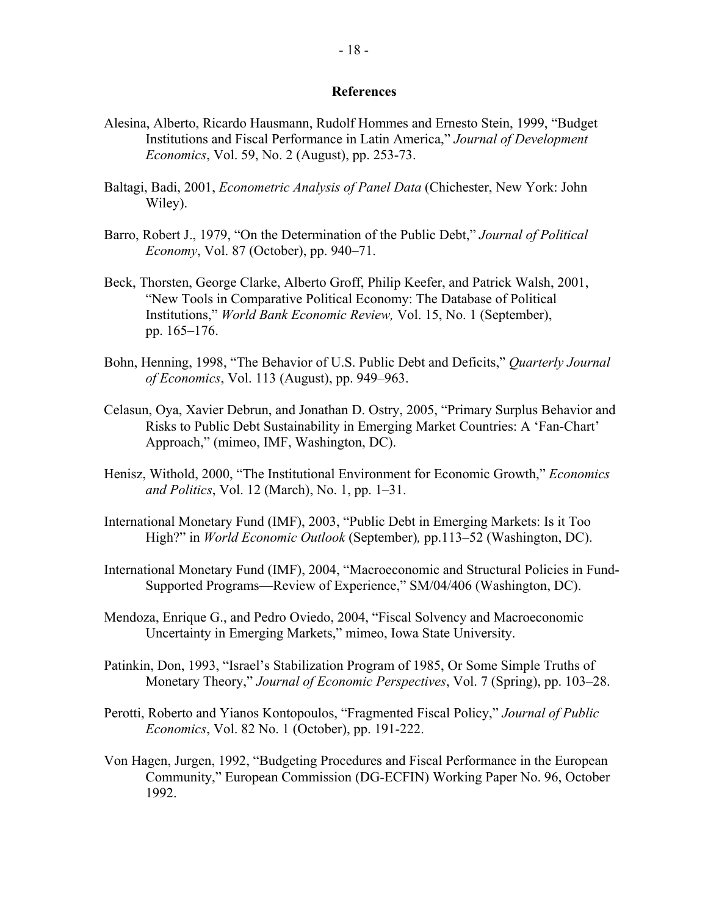## References

Alesina, Alberto, Ricardo Hausmann, Rudolf Hommes and Ernesto Stein, 1999, "Budget Institutions and Fiscal Performance in Latin America," *Journal of Development Economics*, Vol. 59, No. 2 (August), pp. 253-73.

Baltagi, Badi, 2001, *Econometric Analysis of Panel Data* (Chichester, New York: John Wiley).

Barro, Robert J., 1979, "On the Determination of the Public Debt," *Journal of Political Economy*, Vol. 87 (October), pp. 940–71.

Beck, Thorsten, George Clarke, Alberto Groff, Philip Keefer, and Patrick Walsh, 2001, "New Tools in Comparative Political Economy: The Database of Political Institutions," *World Bank Economic Review,* Vol. 15, No. 1 (September), pp. 165–176.

Bohn, Henning, 1998, "The Behavior of U.S. Public Debt and Deficits," *Quarterly Journal of Economics*, Vol. 113 (August), pp. 949–963.

Celasun, Oya, Xavier Debrun, and Jonathan D. Ostry, 2005, "Primary Surplus Behavior and Risks to Public Debt Sustainability in Emerging Market Countries: A 'Fan-Chart' Approach," (mimeo, IMF, Washington, DC).

Henisz, Withold, 2000, "The Institutional Environment for Economic Growth," *Economics and Politics*, Vol. 12 (March), No. 1, pp. 1–31.

International Monetary Fund (IMF), 2003, "Public Debt in Emerging Markets: Is it Too High?" in *World Economic Outlook* (September)*,* pp.113–52 (Washington, DC).

International Monetary Fund (IMF), 2004, "Macroeconomic and Structural Policies in Fund-Supported Programs—Review of Experience," SM/04/406 (Washington, DC).

Mendoza, Enrique G., and Pedro Oviedo, 2004, "Fiscal Solvency and Macroeconomic Uncertainty in Emerging Markets," mimeo, Iowa State University.

Patinkin, Don, 1993, "Israel's Stabilization Program of 1985, Or Some Simple Truths of Monetary Theory," *Journal of Economic Perspectives*, Vol. 7 (Spring), pp. 103–28.

Perotti, Roberto and Yianos Kontopoulos, "Fragmented Fiscal Policy," *Journal of Public Economics*, Vol. 82 No. 1 (October), pp. 191-222.

Von Hagen, Jurgen, 1992, "Budgeting Procedures and Fiscal Performance in the European Community," European Commission (DG-ECFIN) Working Paper No. 96, October 1992.